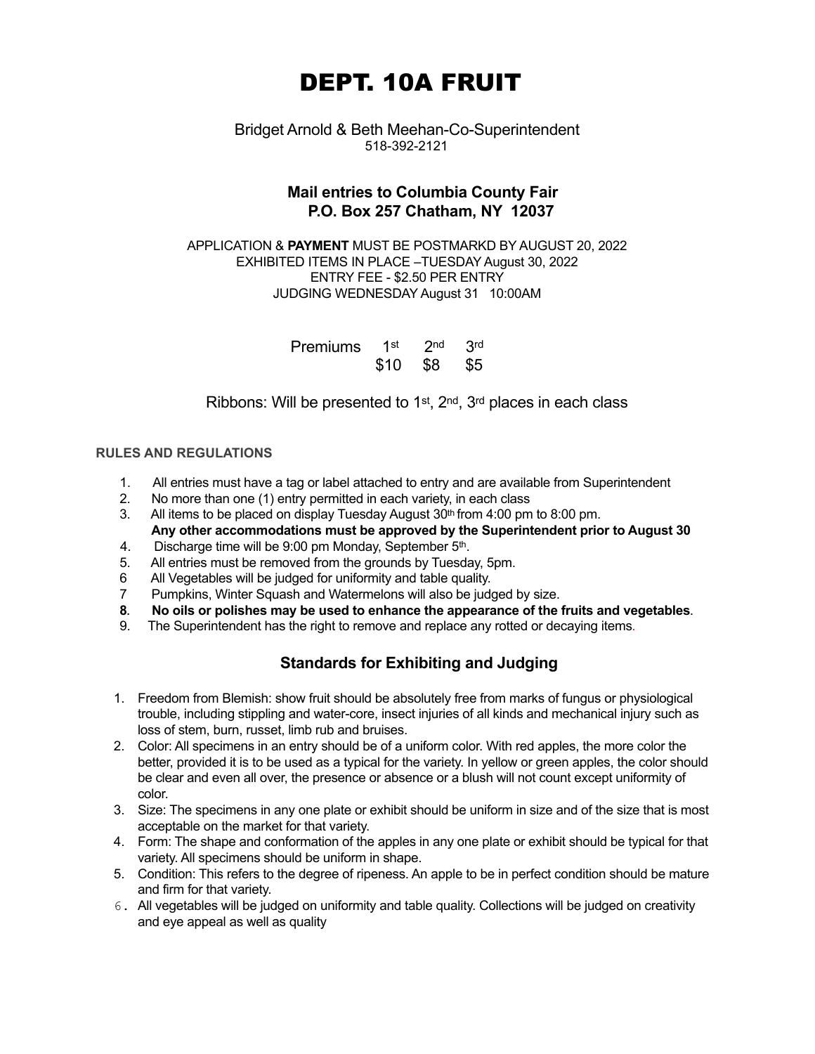# DEPT. 10A FRUIT

Bridget Arnold & Beth Meehan-Co-Superintendent
518-392-2121

**Mail entries to Columbia County Fair**
**P.O. Box 257 Chatham, NY 12037**

APPLICATION & **PAYMENT** MUST BE POSTMARKD BY AUGUST 20, 2022
EXHIBITED ITEMS IN PLACE –TUESDAY August 30, 2022
ENTRY FEE - $2.50 PER ENTRY
JUDGING WEDNESDAY August 31 10:00AM

| Premiums | 1st | 2nd | 3rd |
|---|---|---|---|
| | $10 | $8 | $5 |

Ribbons: Will be presented to 1st, 2nd, 3rd places in each class

**RULES AND REGULATIONS**

1. All entries must have a tag or label attached to entry and are available from Superintendent
2. No more than one (1) entry permitted in each variety, in each class
3. All items to be placed on display Tuesday August 30th from 4:00 pm to 8:00 pm.
   **Any other accommodations must be approved by the Superintendent prior to August 30**
4. Discharge time will be 9:00 pm Monday, September 5th.
5. All entries must be removed from the grounds by Tuesday, 5pm.
6. All Vegetables will be judged for uniformity and table quality.
7. Pumpkins, Winter Squash and Watermelons will also be judged by size.
8. **No oils or polishes may be used to enhance the appearance of the fruits and vegetables**.
9. The Superintendent has the right to remove and replace any rotted or decaying items.

## Standards for Exhibiting and Judging

1. Freedom from Blemish: show fruit should be absolutely free from marks of fungus or physiological trouble, including stippling and water-core, insect injuries of all kinds and mechanical injury such as loss of stem, burn, russet, limb rub and bruises.
2. Color: All specimens in an entry should be of a uniform color. With red apples, the more color the better, provided it is to be used as a typical for the variety. In yellow or green apples, the color should be clear and even all over, the presence or absence or a blush will not count except uniformity of color.
3. Size: The specimens in any one plate or exhibit should be uniform in size and of the size that is most acceptable on the market for that variety.
4. Form: The shape and conformation of the apples in any one plate or exhibit should be typical for that variety. All specimens should be uniform in shape.
5. Condition: This refers to the degree of ripeness. An apple to be in perfect condition should be mature and firm for that variety.
6. All vegetables will be judged on uniformity and table quality. Collections will be judged on creativity and eye appeal as well as quality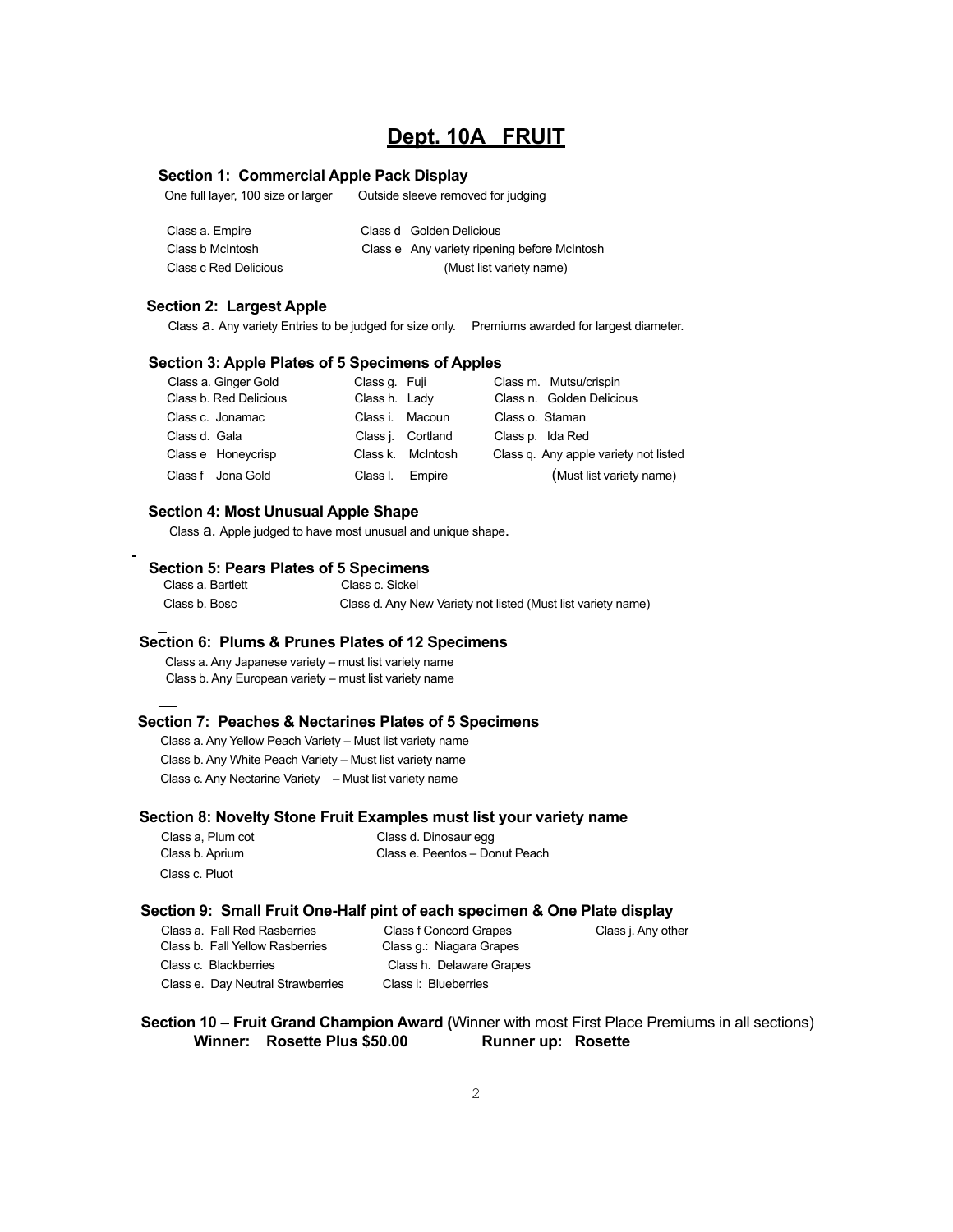# Dept. 10A FRUIT

### Section 1: Commercial Apple Pack Display

One full layer, 100 size or larger    Outside sleeve removed for judging

- Class a. Empire
- Class b McIntosh
- Class c Red Delicious
- Class d Golden Delicious
- Class e Any variety ripening before McIntosh (Must list variety name)

### Section 2: Largest Apple

Class a. Any variety Entries to be judged for size only.    Premiums awarded for largest diameter.

### Section 3: Apple Plates of 5 Specimens of Apples

- Class a. Ginger Gold
- Class b. Red Delicious
- Class c. Jonamac
- Class d. Gala
- Class e Honeycrisp
- Class f Jona Gold
- Class g. Fuji
- Class h. Lady
- Class i. Macoun
- Class j. Cortland
- Class k. McIntosh
- Class l. Empire
- Class m. Mutsu/crispin
- Class n. Golden Delicious
- Class o. Staman
- Class p. Ida Red
- Class q. Any apple variety not listed (Must list variety name)

### Section 4: Most Unusual Apple Shape

Class a. Apple judged to have most unusual and unique shape.

### Section 5: Pears Plates of 5 Specimens

- Class a. Bartlett
- Class b. Bosc
- Class c. Sickel
- Class d. Any New Variety not listed (Must list variety name)

### Section 6: Plums & Prunes Plates of 12 Specimens

- Class a. Any Japanese variety – must list variety name
- Class b. Any European variety – must list variety name

### Section 7: Peaches & Nectarines Plates of 5 Specimens

- Class a. Any Yellow Peach Variety – Must list variety name
- Class b. Any White Peach Variety – Must list variety name
- Class c. Any Nectarine Variety – Must list variety name

### Section 8: Novelty Stone Fruit Examples must list your variety name

- Class a, Plum cot
- Class b. Aprium
- Class c. Pluot
- Class d. Dinosaur egg
- Class e. Peentos – Donut Peach

### Section 9: Small Fruit One-Half pint of each specimen & One Plate display

- Class a. Fall Red Rasberries
- Class b. Fall Yellow Rasberries
- Class c. Blackberries
- Class e. Day Neutral Strawberries
- Class f Concord Grapes
- Class g.: Niagara Grapes
- Class h. Delaware Grapes
- Class i: Blueberries
- Class j. Any other

### Section 10 – Fruit Grand Champion Award (Winner with most First Place Premiums in all sections)

**Winner: Rosette Plus $50.00    Runner up: Rosette**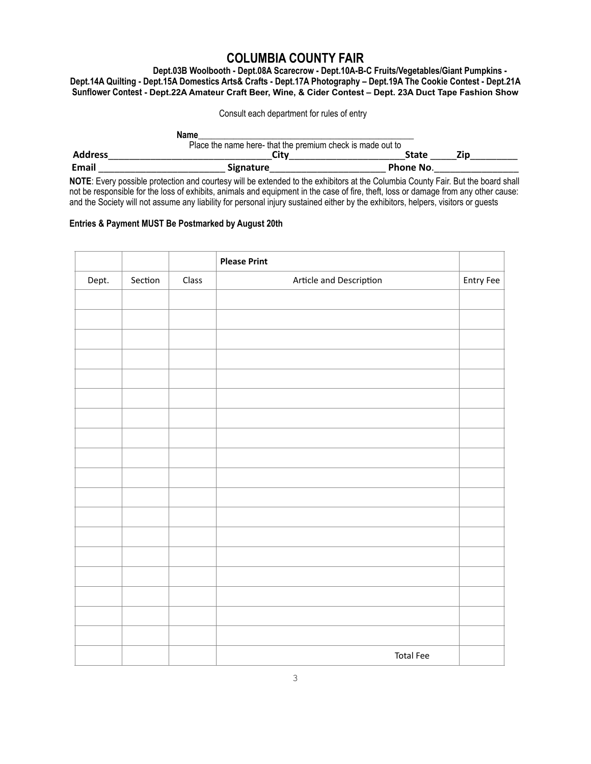# COLUMBIA COUNTY FAIR

**Dept.03B Woolbooth - Dept.08A Scarecrow - Dept.10A-B-C Fruits/Vegetables/Giant Pumpkins - Dept.14A Quilting - Dept.15A Domestics Arts& Crafts - Dept.17A Photography – Dept.19A The Cookie Contest - Dept.21A Sunflower Contest - Dept.22A Amateur Craft Beer, Wine, & Cider Contest – Dept. 23A Duct Tape Fashion Show**

Consult each department for rules of entry

**Name**_______________________________________________

Place the name here- that the premium check is made out to

**Address**_________________________________**City**________________________**State** _____**Zip**_________

**Email** _________________________ **Signature**_______________________ **Phone No**._________________

**NOTE**: Every possible protection and courtesy will be extended to the exhibitors at the Columbia County Fair. But the board shall not be responsible for the loss of exhibits, animals and equipment in the case of fire, theft, loss or damage from any other cause: and the Society will not assume any liability for personal injury sustained either by the exhibitors, helpers, visitors or guests

**Entries & Payment MUST Be Postmarked by August 20th**

| | | | **Please Print** | |
|---|---|---|---|---|
| Dept. | Section | Class | Article and Description | Entry Fee |
| | | | | |
| | | | | |
| | | | | |
| | | | | |
| | | | | |
| | | | | |
| | | | | |
| | | | | |
| | | | | |
| | | | | |
| | | | | |
| | | | | |
| | | | | |
| | | | | |
| | | | | |
| | | | | |
| | | | | |
| | | | | |
| | | | Total Fee | |